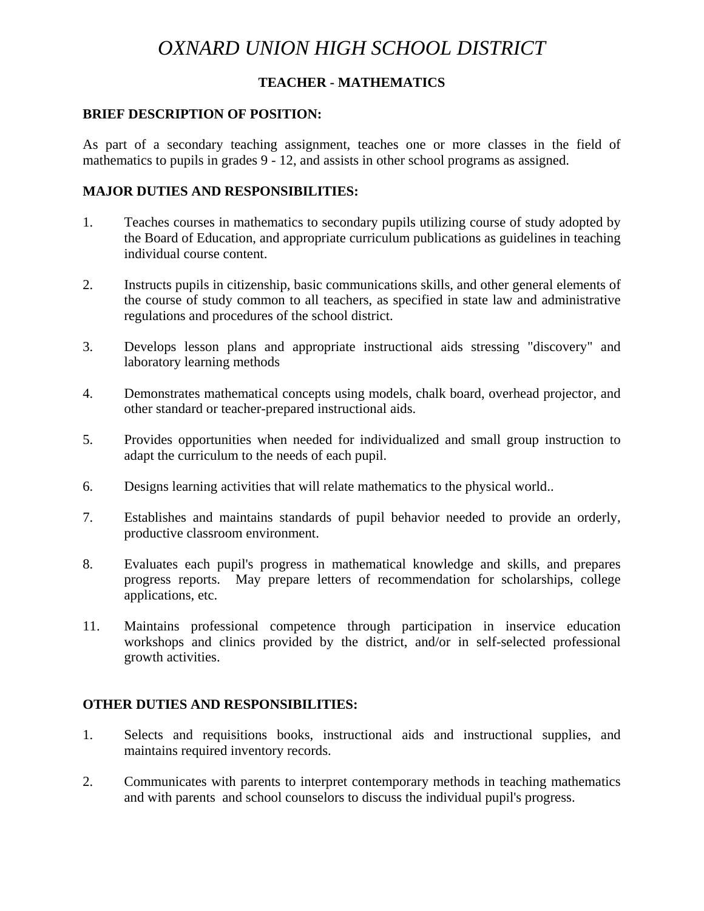# *OXNARD UNION HIGH SCHOOL DISTRICT*

## TEACHER - MATHEMATICS

### BRIEF DESCRIPTION OF POSITION:

As part of a secondary teaching assignment, teaches one or more classes in the field of mathematics to pupils in grades 9 - 12, and assists in other school programs as assigned.

### MAJOR DUTIES AND RESPONSIBILITIES:

1. Teaches courses in mathematics to secondary pupils utilizing course of study adopted by the Board of Education, and appropriate curriculum publications as guidelines in teaching individual course content.

2. Instructs pupils in citizenship, basic communications skills, and other general elements of the course of study common to all teachers, as specified in state law and administrative regulations and procedures of the school district.

3. Develops lesson plans and appropriate instructional aids stressing "discovery" and laboratory learning methods

4. Demonstrates mathematical concepts using models, chalk board, overhead projector, and other standard or teacher-prepared instructional aids.

5. Provides opportunities when needed for individualized and small group instruction to adapt the curriculum to the needs of each pupil.

6. Designs learning activities that will relate mathematics to the physical world..

7. Establishes and maintains standards of pupil behavior needed to provide an orderly, productive classroom environment.

8. Evaluates each pupil's progress in mathematical knowledge and skills, and prepares progress reports. May prepare letters of recommendation for scholarships, college applications, etc.

11. Maintains professional competence through participation in inservice education workshops and clinics provided by the district, and/or in self-selected professional growth activities.

### OTHER DUTIES AND RESPONSIBILITIES:

1. Selects and requisitions books, instructional aids and instructional supplies, and maintains required inventory records.

2. Communicates with parents to interpret contemporary methods in teaching mathematics and with parents and school counselors to discuss the individual pupil's progress.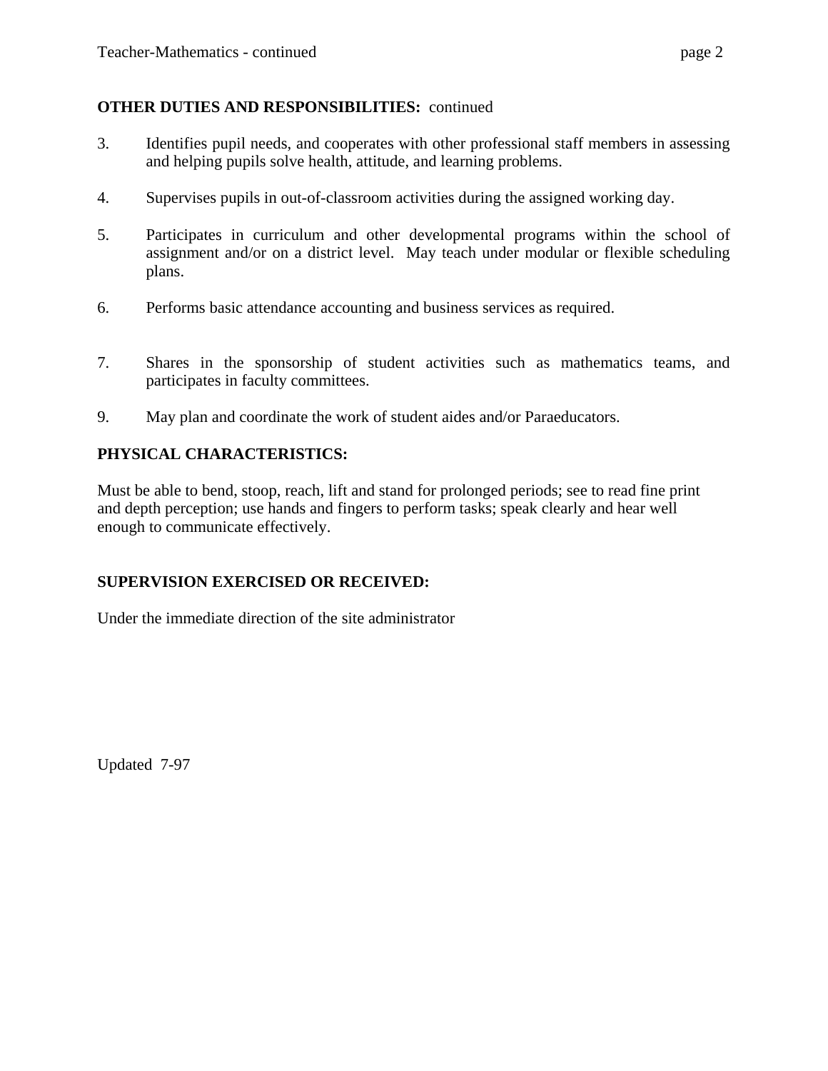**OTHER DUTIES AND RESPONSIBILITIES:** continued

3. Identifies pupil needs, and cooperates with other professional staff members in assessing and helping pupils solve health, attitude, and learning problems.

4. Supervises pupils in out-of-classroom activities during the assigned working day.

5. Participates in curriculum and other developmental programs within the school of assignment and/or on a district level. May teach under modular or flexible scheduling plans.

6. Performs basic attendance accounting and business services as required.

7. Shares in the sponsorship of student activities such as mathematics teams, and participates in faculty committees.

9. May plan and coordinate the work of student aides and/or Paraeducators.

**PHYSICAL CHARACTERISTICS:**

Must be able to bend, stoop, reach, lift and stand for prolonged periods; see to read fine print and depth perception; use hands and fingers to perform tasks; speak clearly and hear well enough to communicate effectively.

**SUPERVISION EXERCISED OR RECEIVED:**

Under the immediate direction of the site administrator

Updated 7-97